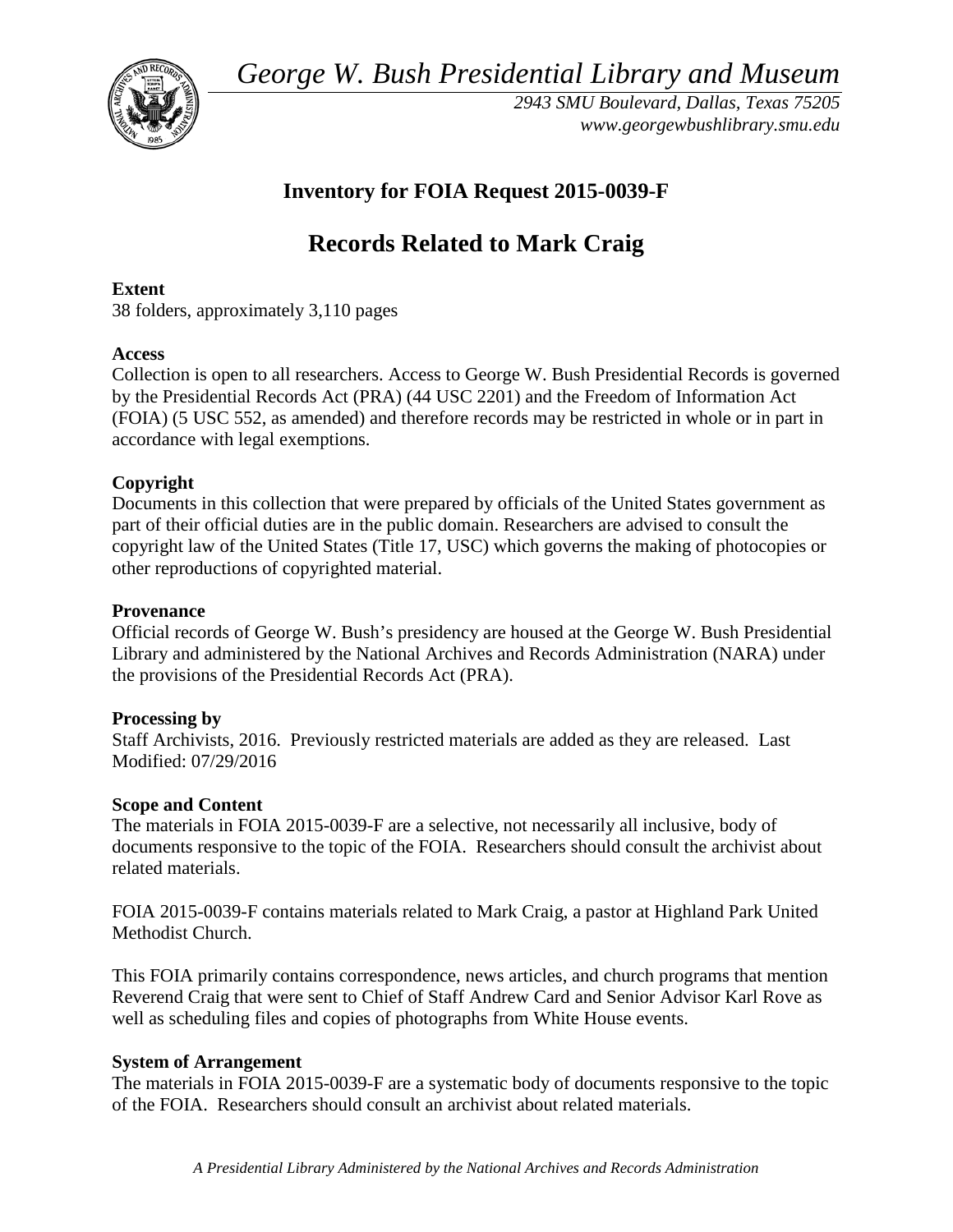*George W. Bush Presidential Library and Museum*

*2943 SMU Boulevard, Dallas, Texas 75205*
*www.georgewbushlibrary.smu.edu*

# Inventory for FOIA Request 2015-0039-F

# Records Related to Mark Craig

**Extent**
38 folders, approximately 3,110 pages

**Access**
Collection is open to all researchers. Access to George W. Bush Presidential Records is governed by the Presidential Records Act (PRA) (44 USC 2201) and the Freedom of Information Act (FOIA) (5 USC 552, as amended) and therefore records may be restricted in whole or in part in accordance with legal exemptions.

**Copyright**
Documents in this collection that were prepared by officials of the United States government as part of their official duties are in the public domain. Researchers are advised to consult the copyright law of the United States (Title 17, USC) which governs the making of photocopies or other reproductions of copyrighted material.

**Provenance**
Official records of George W. Bush's presidency are housed at the George W. Bush Presidential Library and administered by the National Archives and Records Administration (NARA) under the provisions of the Presidential Records Act (PRA).

**Processing by**
Staff Archivists, 2016. Previously restricted materials are added as they are released. Last Modified: 07/29/2016

**Scope and Content**
The materials in FOIA 2015-0039-F are a selective, not necessarily all inclusive, body of documents responsive to the topic of the FOIA. Researchers should consult the archivist about related materials.

FOIA 2015-0039-F contains materials related to Mark Craig, a pastor at Highland Park United Methodist Church.

This FOIA primarily contains correspondence, news articles, and church programs that mention Reverend Craig that were sent to Chief of Staff Andrew Card and Senior Advisor Karl Rove as well as scheduling files and copies of photographs from White House events.

**System of Arrangement**
The materials in FOIA 2015-0039-F are a systematic body of documents responsive to the topic of the FOIA. Researchers should consult an archivist about related materials.

*A Presidential Library Administered by the National Archives and Records Administration*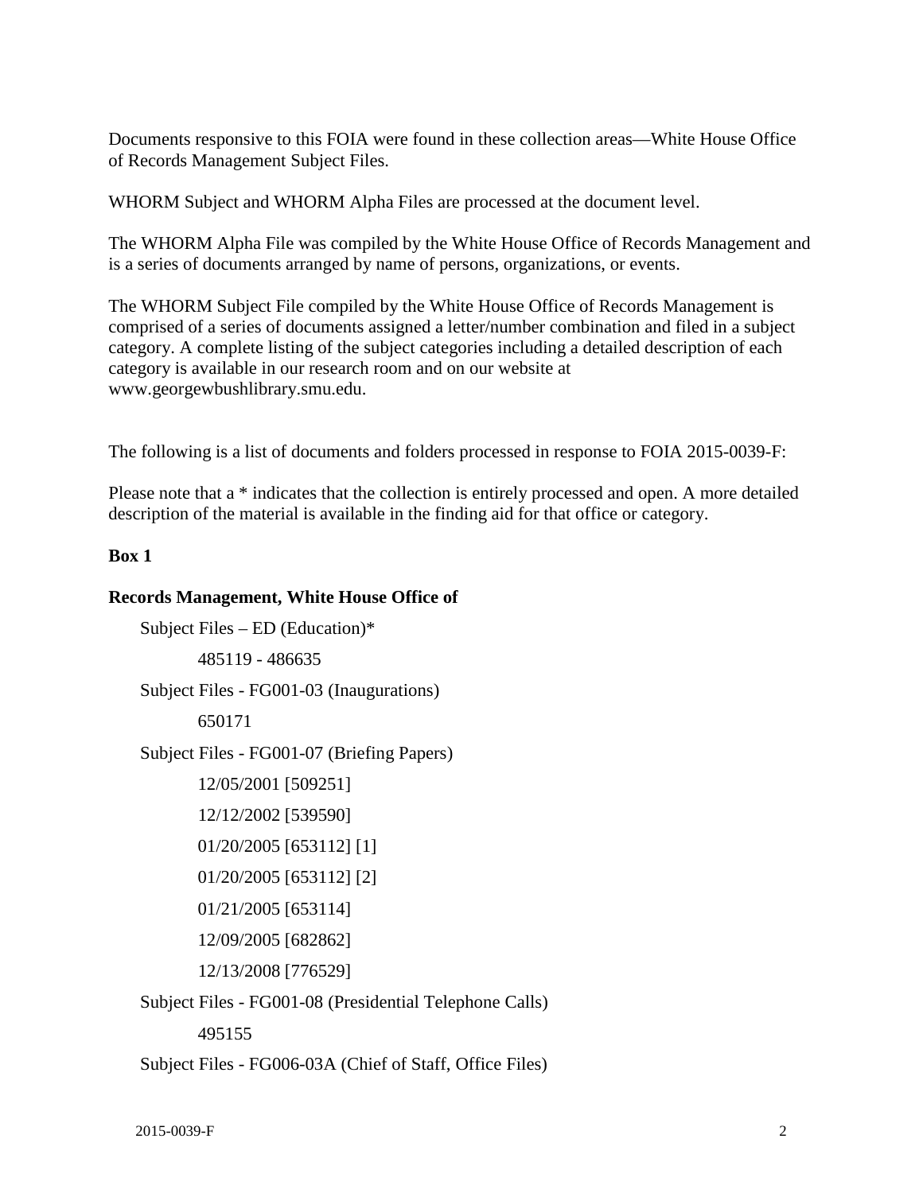Documents responsive to this FOIA were found in these collection areas—White House Office of Records Management Subject Files.

WHORM Subject and WHORM Alpha Files are processed at the document level.

The WHORM Alpha File was compiled by the White House Office of Records Management and is a series of documents arranged by name of persons, organizations, or events.

The WHORM Subject File compiled by the White House Office of Records Management is comprised of a series of documents assigned a letter/number combination and filed in a subject category. A complete listing of the subject categories including a detailed description of each category is available in our research room and on our website at www.georgewbushlibrary.smu.edu.

The following is a list of documents and folders processed in response to FOIA 2015-0039-F:

Please note that a * indicates that the collection is entirely processed and open. A more detailed description of the material is available in the finding aid for that office or category.

**Box 1**

**Records Management, White House Office of**

- Subject Files – ED (Education)*
  - 485119 - 486635
- Subject Files - FG001-03 (Inaugurations)
  - 650171
- Subject Files - FG001-07 (Briefing Papers)
  - 12/05/2001 [509251]
  - 12/12/2002 [539590]
  - 01/20/2005 [653112] [1]
  - 01/20/2005 [653112] [2]
  - 01/21/2005 [653114]
  - 12/09/2005 [682862]
  - 12/13/2008 [776529]
- Subject Files - FG001-08 (Presidential Telephone Calls)
  - 495155
- Subject Files - FG006-03A (Chief of Staff, Office Files)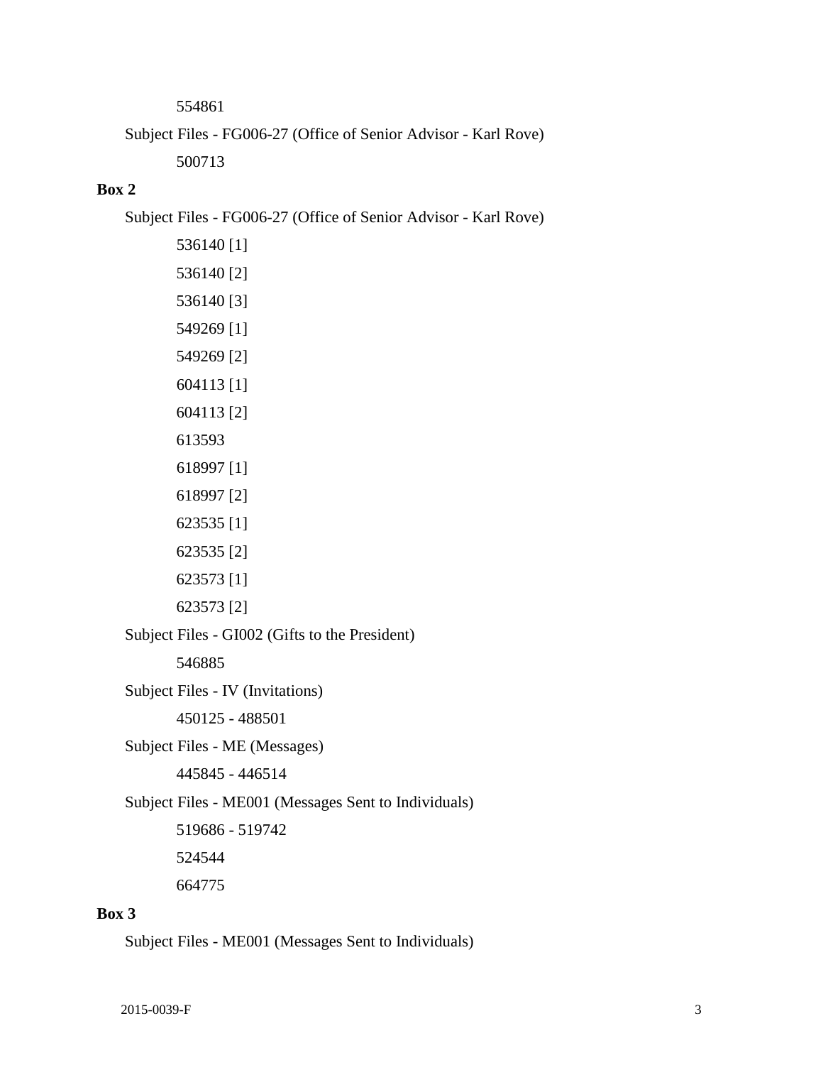554861

Subject Files - FG006-27 (Office of Senior Advisor - Karl Rove)

500713

**Box 2**

Subject Files - FG006-27 (Office of Senior Advisor - Karl Rove)

536140 [1]

536140 [2]

536140 [3]

549269 [1]

549269 [2]

604113 [1]

604113 [2]

613593

618997 [1]

618997 [2]

623535 [1]

623535 [2]

623573 [1]

623573 [2]

Subject Files - GI002 (Gifts to the President)

546885

Subject Files - IV (Invitations)

450125 - 488501

Subject Files - ME (Messages)

445845 - 446514

Subject Files - ME001 (Messages Sent to Individuals)

519686 - 519742

524544

664775

**Box 3**

Subject Files - ME001 (Messages Sent to Individuals)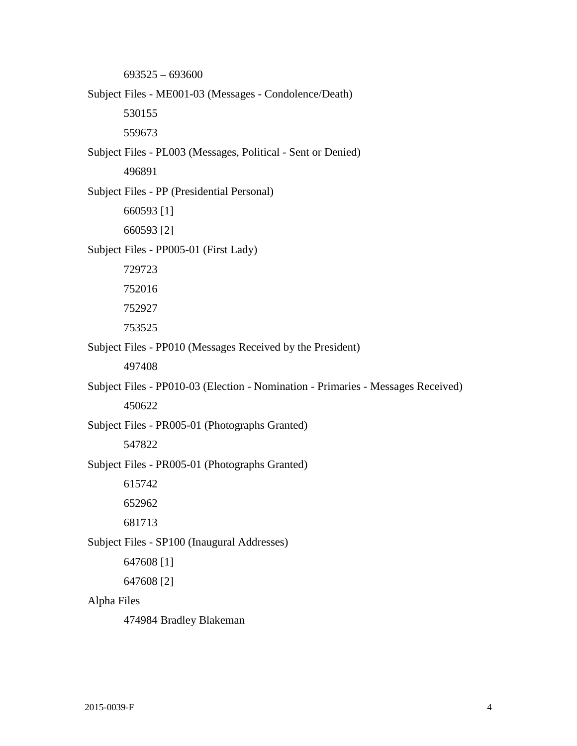693525 – 693600

Subject Files - ME001-03 (Messages - Condolence/Death)

530155

559673

Subject Files - PL003 (Messages, Political - Sent or Denied)

496891

Subject Files - PP (Presidential Personal)

660593 [1]

660593 [2]

Subject Files - PP005-01 (First Lady)

729723

752016

752927

753525

Subject Files - PP010 (Messages Received by the President)

497408

Subject Files - PP010-03 (Election - Nomination - Primaries - Messages Received)

450622

Subject Files - PR005-01 (Photographs Granted)

547822

Subject Files - PR005-01 (Photographs Granted)

615742

652962

681713

Subject Files - SP100 (Inaugural Addresses)

647608 [1]

647608 [2]

Alpha Files

474984 Bradley Blakeman